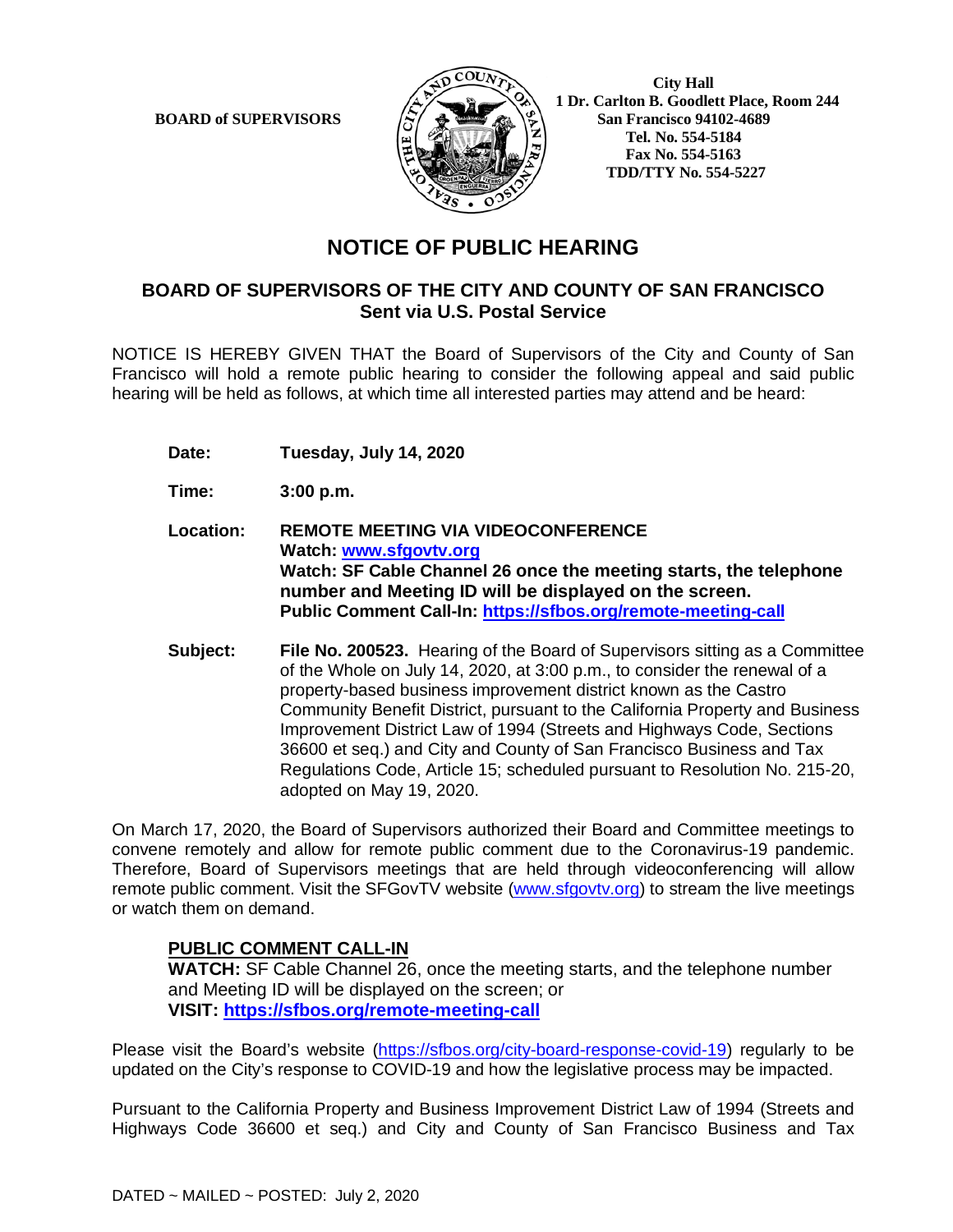**BOARD of SUPERVISORS**

**City Hall**
**1 Dr. Carlton B. Goodlett Place, Room 244**
**San Francisco 94102-4689**
**Tel. No. 554-5184**
**Fax No. 554-5163**
**TDD/TTY No. 554-5227**

# NOTICE OF PUBLIC HEARING

## BOARD OF SUPERVISORS OF THE CITY AND COUNTY OF SAN FRANCISCO
## Sent via U.S. Postal Service

NOTICE IS HEREBY GIVEN THAT the Board of Supervisors of the City and County of San Francisco will hold a remote public hearing to consider the following appeal and said public hearing will be held as follows, at which time all interested parties may attend and be heard:

**Date:** **Tuesday, July 14, 2020**

**Time:** **3:00 p.m.**

**Location:** **REMOTE MEETING VIA VIDEOCONFERENCE**
**Watch: www.sfgovtv.org**
**Watch: SF Cable Channel 26 once the meeting starts, the telephone number and Meeting ID will be displayed on the screen.**
**Public Comment Call-In: https://sfbos.org/remote-meeting-call**

**Subject:** **File No. 200523.** Hearing of the Board of Supervisors sitting as a Committee of the Whole on July 14, 2020, at 3:00 p.m., to consider the renewal of a property-based business improvement district known as the Castro Community Benefit District, pursuant to the California Property and Business Improvement District Law of 1994 (Streets and Highways Code, Sections 36600 et seq.) and City and County of San Francisco Business and Tax Regulations Code, Article 15; scheduled pursuant to Resolution No. 215-20, adopted on May 19, 2020.

On March 17, 2020, the Board of Supervisors authorized their Board and Committee meetings to convene remotely and allow for remote public comment due to the Coronavirus-19 pandemic. Therefore, Board of Supervisors meetings that are held through videoconferencing will allow remote public comment. Visit the SFGovTV website (www.sfgovtv.org) to stream the live meetings or watch them on demand.

**PUBLIC COMMENT CALL-IN**
**WATCH:** SF Cable Channel 26, once the meeting starts, and the telephone number and Meeting ID will be displayed on the screen; or
**VISIT: https://sfbos.org/remote-meeting-call**

Please visit the Board's website (https://sfbos.org/city-board-response-covid-19) regularly to be updated on the City's response to COVID-19 and how the legislative process may be impacted.

Pursuant to the California Property and Business Improvement District Law of 1994 (Streets and Highways Code 36600 et seq.) and City and County of San Francisco Business and Tax

DATED ~ MAILED ~ POSTED: July 2, 2020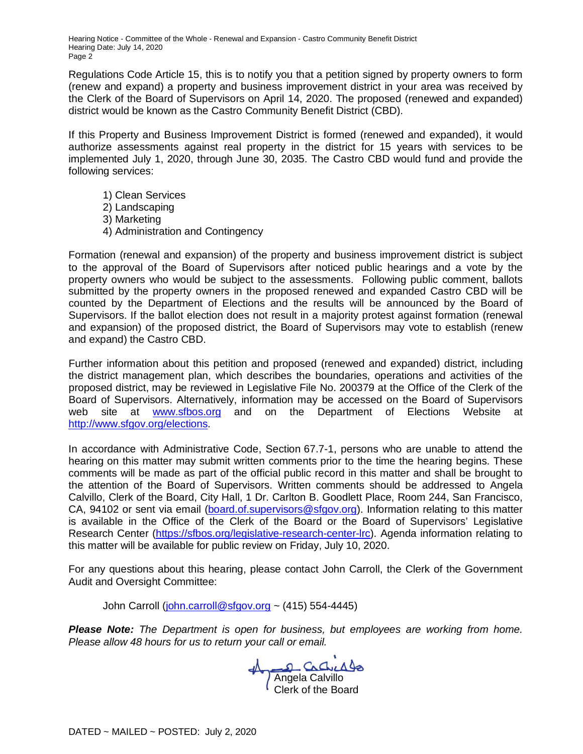Regulations Code Article 15, this is to notify you that a petition signed by property owners to form (renew and expand) a property and business improvement district in your area was received by the Clerk of the Board of Supervisors on April 14, 2020. The proposed (renewed and expanded) district would be known as the Castro Community Benefit District (CBD).

If this Property and Business Improvement District is formed (renewed and expanded), it would authorize assessments against real property in the district for 15 years with services to be implemented July 1, 2020, through June 30, 2035. The Castro CBD would fund and provide the following services:

1) Clean Services
2) Landscaping
3) Marketing
4) Administration and Contingency

Formation (renewal and expansion) of the property and business improvement district is subject to the approval of the Board of Supervisors after noticed public hearings and a vote by the property owners who would be subject to the assessments. Following public comment, ballots submitted by the property owners in the proposed renewed and expanded Castro CBD will be counted by the Department of Elections and the results will be announced by the Board of Supervisors. If the ballot election does not result in a majority protest against formation (renewal and expansion) of the proposed district, the Board of Supervisors may vote to establish (renew and expand) the Castro CBD.

Further information about this petition and proposed (renewed and expanded) district, including the district management plan, which describes the boundaries, operations and activities of the proposed district, may be reviewed in Legislative File No. 200379 at the Office of the Clerk of the Board of Supervisors. Alternatively, information may be accessed on the Board of Supervisors web site at www.sfbos.org and on the Department of Elections Website at http://www.sfgov.org/elections.

In accordance with Administrative Code, Section 67.7-1, persons who are unable to attend the hearing on this matter may submit written comments prior to the time the hearing begins. These comments will be made as part of the official public record in this matter and shall be brought to the attention of the Board of Supervisors. Written comments should be addressed to Angela Calvillo, Clerk of the Board, City Hall, 1 Dr. Carlton B. Goodlett Place, Room 244, San Francisco, CA, 94102 or sent via email (board.of.supervisors@sfgov.org). Information relating to this matter is available in the Office of the Clerk of the Board or the Board of Supervisors' Legislative Research Center (https://sfbos.org/legislative-research-center-lrc). Agenda information relating to this matter will be available for public review on Friday, July 10, 2020.

For any questions about this hearing, please contact John Carroll, the Clerk of the Government Audit and Oversight Committee:

John Carroll (john.carroll@sfgov.org ~ (415) 554-4445)

***Please Note:*** *The Department is open for business, but employees are working from home. Please allow 48 hours for us to return your call or email.*

Angela Calvillo
Clerk of the Board

DATED ~ MAILED ~ POSTED: July 2, 2020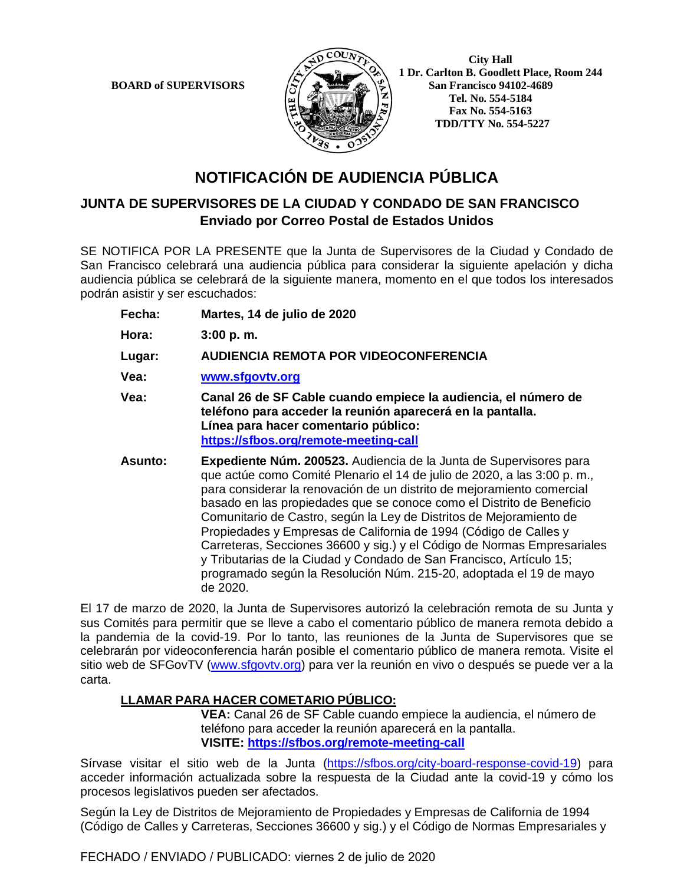BOARD of SUPERVISORS

City Hall
1 Dr. Carlton B. Goodlett Place, Room 244
San Francisco 94102-4689
Tel. No. 554-5184
Fax No. 554-5163
TDD/TTY No. 554-5227

# NOTIFICACIÓN DE AUDIENCIA PÚBLICA

## JUNTA DE SUPERVISORES DE LA CIUDAD Y CONDADO DE SAN FRANCISCO
**Enviado por Correo Postal de Estados Unidos**

SE NOTIFICA POR LA PRESENTE que la Junta de Supervisores de la Ciudad y Condado de San Francisco celebrará una audiencia pública para considerar la siguiente apelación y dicha audiencia pública se celebrará de la siguiente manera, momento en el que todos los interesados podrán asistir y ser escuchados:

**Fecha:** **Martes, 14 de julio de 2020**

**Hora:** **3:00 p. m.**

**Lugar:** **AUDIENCIA REMOTA POR VIDEOCONFERENCIA**

**Vea:** **www.sfgovtv.org**

**Vea:** **Canal 26 de SF Cable cuando empiece la audiencia, el número de teléfono para acceder la reunión aparecerá en la pantalla.**
**Línea para hacer comentario público:**
**https://sfbos.org/remote-meeting-call**

**Asunto:** **Expediente Núm. 200523.** Audiencia de la Junta de Supervisores para que actúe como Comité Plenario el 14 de julio de 2020, a las 3:00 p. m., para considerar la renovación de un distrito de mejoramiento comercial basado en las propiedades que se conoce como el Distrito de Beneficio Comunitario de Castro, según la Ley de Distritos de Mejoramiento de Propiedades y Empresas de California de 1994 (Código de Calles y Carreteras, Secciones 36600 y sig.) y el Código de Normas Empresariales y Tributarias de la Ciudad y Condado de San Francisco, Artículo 15; programado según la Resolución Núm. 215-20, adoptada el 19 de mayo de 2020.

El 17 de marzo de 2020, la Junta de Supervisores autorizó la celebración remota de su Junta y sus Comités para permitir que se lleve a cabo el comentario público de manera remota debido a la pandemia de la covid-19. Por lo tanto, las reuniones de la Junta de Supervisores que se celebrarán por videoconferencia harán posible el comentario público de manera remota. Visite el sitio web de SFGovTV (www.sfgovtv.org) para ver la reunión en vivo o después se puede ver a la carta.

**LLAMAR PARA HACER COMETARIO PÚBLICO:**

**VEA:** Canal 26 de SF Cable cuando empiece la audiencia, el número de teléfono para acceder la reunión aparecerá en la pantalla.
**VISITE: https://sfbos.org/remote-meeting-call**

Sírvase visitar el sitio web de la Junta (https://sfbos.org/city-board-response-covid-19) para acceder información actualizada sobre la respuesta de la Ciudad ante la covid-19 y cómo los procesos legislativos pueden ser afectados.

Según la Ley de Distritos de Mejoramiento de Propiedades y Empresas de California de 1994 (Código de Calles y Carreteras, Secciones 36600 y sig.) y el Código de Normas Empresariales y

FECHADO / ENVIADO / PUBLICADO: viernes 2 de julio de 2020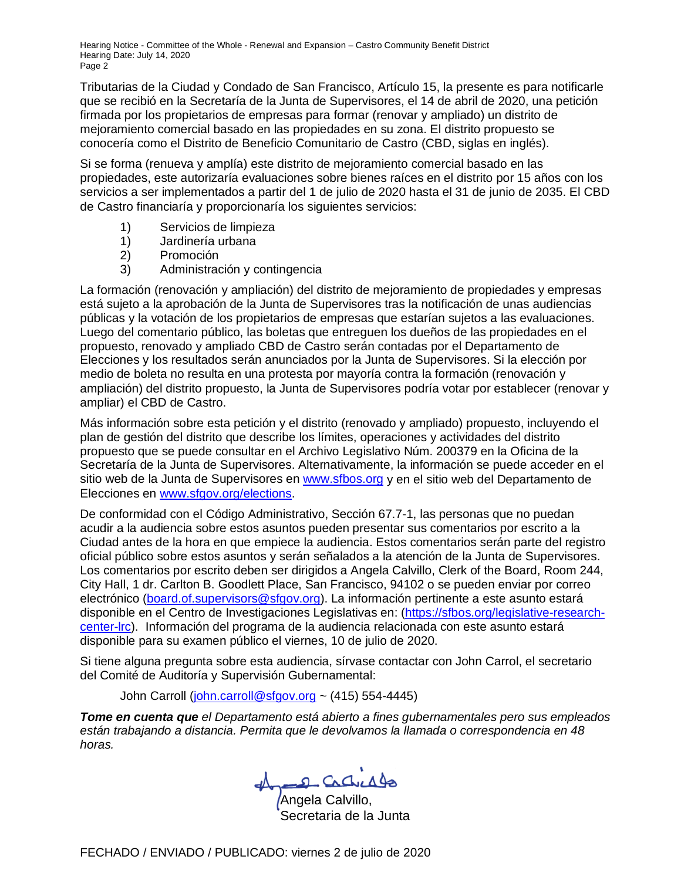Tributarias de la Ciudad y Condado de San Francisco, Artículo 15, la presente es para notificarle que se recibió en la Secretaría de la Junta de Supervisores, el 14 de abril de 2020, una petición firmada por los propietarios de empresas para formar (renovar y ampliado) un distrito de mejoramiento comercial basado en las propiedades en su zona. El distrito propuesto se conocería como el Distrito de Beneficio Comunitario de Castro (CBD, siglas en inglés).

Si se forma (renueva y amplía) este distrito de mejoramiento comercial basado en las propiedades, este autorizaría evaluaciones sobre bienes raíces en el distrito por 15 años con los servicios a ser implementados a partir del 1 de julio de 2020 hasta el 31 de junio de 2035. El CBD de Castro financiaría y proporcionaría los siguientes servicios:

1) Servicios de limpieza
1) Jardinería urbana
2) Promoción
3) Administración y contingencia

La formación (renovación y ampliación) del distrito de mejoramiento de propiedades y empresas está sujeto a la aprobación de la Junta de Supervisores tras la notificación de unas audiencias públicas y la votación de los propietarios de empresas que estarían sujetos a las evaluaciones. Luego del comentario público, las boletas que entreguen los dueños de las propiedades en el propuesto, renovado y ampliado CBD de Castro serán contadas por el Departamento de Elecciones y los resultados serán anunciados por la Junta de Supervisores. Si la elección por medio de boleta no resulta en una protesta por mayoría contra la formación (renovación y ampliación) del distrito propuesto, la Junta de Supervisores podría votar por establecer (renovar y ampliar) el CBD de Castro.

Más información sobre esta petición y el distrito (renovado y ampliado) propuesto, incluyendo el plan de gestión del distrito que describe los límites, operaciones y actividades del distrito propuesto que se puede consultar en el Archivo Legislativo Núm. 200379 en la Oficina de la Secretaría de la Junta de Supervisores. Alternativamente, la información se puede acceder en el sitio web de la Junta de Supervisores en www.sfbos.org y en el sitio web del Departamento de Elecciones en www.sfgov.org/elections.

De conformidad con el Código Administrativo, Sección 67.7-1, las personas que no puedan acudir a la audiencia sobre estos asuntos pueden presentar sus comentarios por escrito a la Ciudad antes de la hora en que empiece la audiencia. Estos comentarios serán parte del registro oficial público sobre estos asuntos y serán señalados a la atención de la Junta de Supervisores. Los comentarios por escrito deben ser dirigidos a Angela Calvillo, Clerk of the Board, Room 244, City Hall, 1 dr. Carlton B. Goodlett Place, San Francisco, 94102 o se pueden enviar por correo electrónico (board.of.supervisors@sfgov.org). La información pertinente a este asunto estará disponible en el Centro de Investigaciones Legislativas en: (https://sfbos.org/legislative-research-center-lrc). Información del programa de la audiencia relacionada con este asunto estará disponible para su examen público el viernes, 10 de julio de 2020.

Si tiene alguna pregunta sobre esta audiencia, sírvase contactar con John Carrol, el secretario del Comité de Auditoría y Supervisión Gubernamental:

John Carroll (john.carroll@sfgov.org ~ (415) 554-4445)

***Tome en cuenta que** el Departamento está abierto a fines gubernamentales pero sus empleados están trabajando a distancia. Permita que le devolvamos la llamada o correspondencia en 48 horas.*

Angela Calvillo,
Secretaria de la Junta

FECHADO / ENVIADO / PUBLICADO: viernes 2 de julio de 2020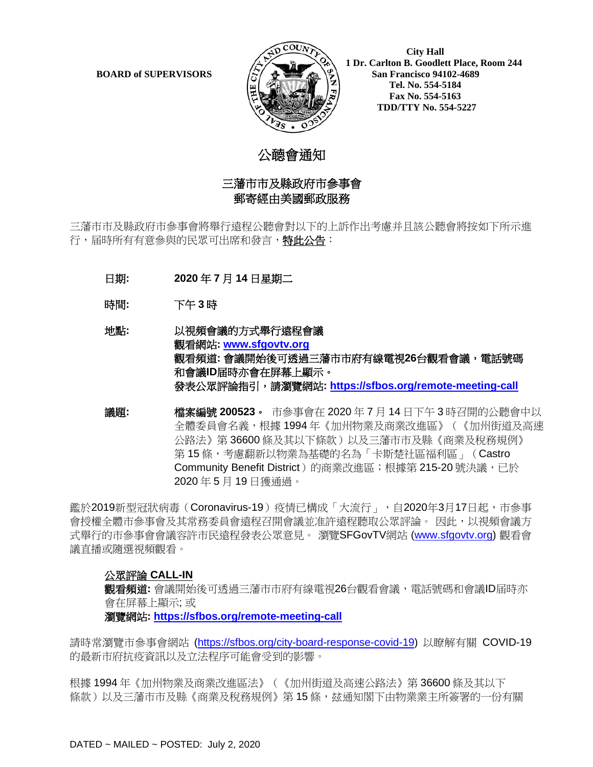**BOARD of SUPERVISORS**

**City Hall**
**1 Dr. Carlton B. Goodlett Place, Room 244**
**San Francisco 94102-4689**
**Tel. No. 554-5184**
**Fax No. 554-5163**
**TDD/TTY No. 554-5227**

# 公聽會通知

## 三藩市市及縣政府市參事會
## 郵寄經由美國郵政服務

三藩市市及縣政府市參事會將舉行遠程公聽會對以下的上訴作出考慮并且該公聽會將按如下所示進行，届時所有有意參與的民眾可出席和發言，特此公告：

**日期:** **2020 年 7 月 14 日星期二**

**時間:** **下午 3 時**

**地點:** **以視頻會議的方式舉行遠程會議**
**觀看網站: [www.sfgovtv.org](www.sfgovtv.org)**
**觀看頻道: 會議開始後可透過三藩市市府有線電視26台觀看會議，電話號碼和會議ID屆時亦會在屏幕上顯示。**
**發表公眾評論指引，請瀏覽網站: [https://sfbos.org/remote-meeting-call](https://sfbos.org/remote-meeting-call)**

**議題:** **檔案編號 200523。** 市參事會在 2020 年 7 月 14 日下午 3 時召開的公聽會中以全體委員會名義，根據 1994 年《加州物業及商業改進區》（《加州街道及高速公路法》第 36600 條及其以下條款）以及三藩市市及縣《商業及稅務規例》第 15 條，考慮翻新以物業為基礎的名為「卡斯楚社區福利區」（Castro Community Benefit District）的商業改進區；根據第 215-20 號決議，已於 2020 年 5 月 19 日獲通過。

鑑於2019新型冠狀病毒（Coronavirus-19）疫情已構成「大流行」，自2020年3月17日起，市參事會授權全體市參事會及其常務委員會遠程召開會議並准許遠程聽取公眾評論。 因此，以視頻會議方式舉行的市參事會會議容許市民遠程發表公眾意見。 瀏覽SFGovTV網站 ([www.sfgovtv.org](www.sfgovtv.org)) 觀看會議直播或隨選視頻觀看。

**公眾評論 CALL-IN**
**觀看頻道:** 會議開始後可透過三藩市市府有線電視26台觀看會議，電話號碼和會議ID屆時亦會在屏幕上顯示; 或
**瀏覽網站: [https://sfbos.org/remote-meeting-call](https://sfbos.org/remote-meeting-call)**

請時常瀏覽市參事會網站 ([https://sfbos.org/city-board-response-covid-19](https://sfbos.org/city-board-response-covid-19)) 以瞭解有關 COVID-19 的最新市府抗疫資訊以及立法程序可能會受到的影響。

根據 1994 年《加州物業及商業改進區法》（《加州街道及高速公路法》第 36600 條及其以下條款）以及三藩市市及縣《商業及稅務規例》第 15 條，玆通知閣下由物業業主所簽署的一份有關

DATED ~ MAILED ~ POSTED: July 2, 2020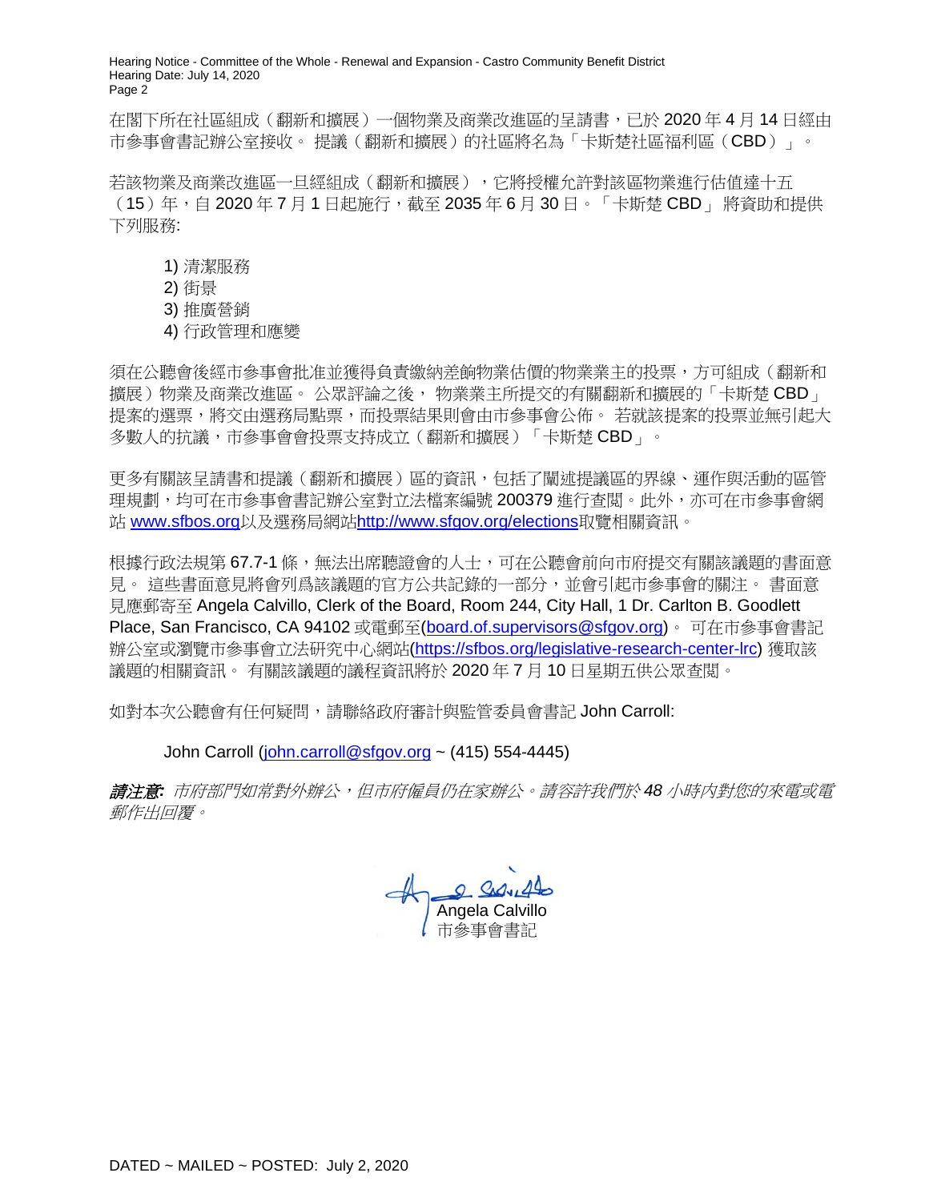在閣下所在社區組成（翻新和擴展）一個物業及商業改進區的呈請書，已於 2020 年 4 月 14 日經由市參事會書記辦公室接收。 提議（翻新和擴展）的社區將名為「卡斯楚社區福利區（CBD）」。

若該物業及商業改進區一旦經組成（翻新和擴展），它將授權允許對該區物業進行估值達十五（15）年，自 2020 年 7 月 1 日起施行，截至 2035 年 6 月 30 日。「卡斯楚 CBD」 將資助和提供下列服務:

1) 清潔服務
2) 街景
3) 推廣營銷
4) 行政管理和應變

須在公聽會後經市參事會批准並獲得負責繳納差餉物業估價的物業業主的投票，方可組成（翻新和擴展）物業及商業改進區。 公眾評論之後， 物業業主所提交的有關翻新和擴展的「卡斯楚 CBD」提案的選票，將交由選務局點票，而投票結果則會由市參事會公佈。 若就該提案的投票並無引起大多數人的抗議，市參事會會投票支持成立（翻新和擴展）「卡斯楚 CBD」。

更多有關該呈請書和提議（翻新和擴展）區的資訊，包括了闡述提議區的界線、運作與活動的區管理規劃，均可在市參事會書記辦公室對立法檔案編號 200379 進行查閱。此外，亦可在市參事會網站 www.sfbos.org以及選務局網站http://www.sfgov.org/elections取覽相關資訊。

根據行政法規第 67.7-1 條，無法出席聽證會的人士，可在公聽會前向市府提交有關該議題的書面意見。 這些書面意見將會列爲該議題的官方公共記錄的一部分，並會引起市參事會的關注。 書面意見應郵寄至 Angela Calvillo, Clerk of the Board, Room 244, City Hall, 1 Dr. Carlton B. Goodlett Place, San Francisco, CA 94102 或電郵至(board.of.supervisors@sfgov.org)。 可在市參事會書記辦公室或瀏覽市參事會立法研究中心網站(https://sfbos.org/legislative-research-center-lrc) 獲取該議題的相關資訊。 有關該議題的議程資訊將於 2020 年 7 月 10 日星期五供公眾查閱。

如對本次公聽會有任何疑問，請聯絡政府審計與監管委員會書記 John Carroll:

John Carroll (john.carroll@sfgov.org ~ (415) 554-4445)

***請注意:*** *市府部門如常對外辦公，但市府僱員仍在家辦公。請容許我們於 48 小時內對您的來電或電郵作出回覆。*

Angela Calvillo
市參事會書記

DATED ~ MAILED ~ POSTED: July 2, 2020